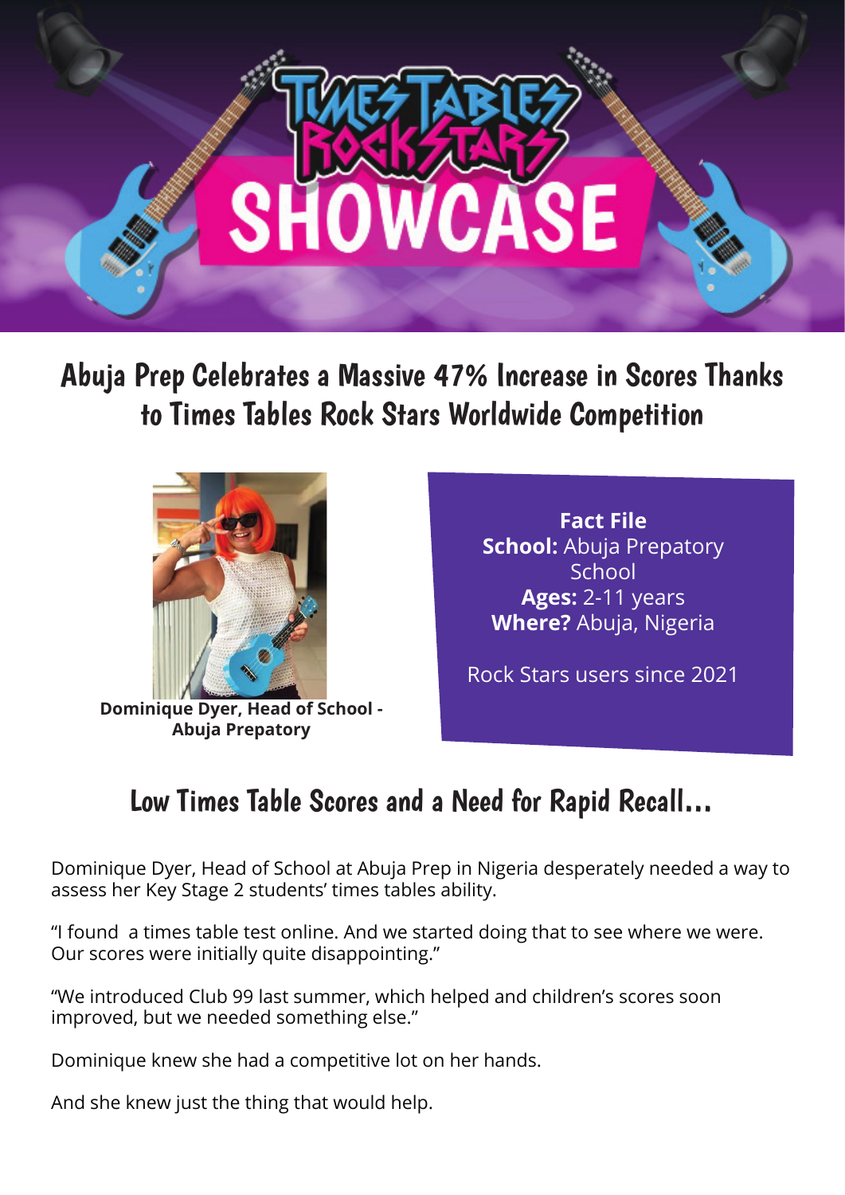# Times Tables Rock Stars SHOWCASE

## Abuja Prep Celebrates a Massive 47% Increase in Scores Thanks to Times Tables Rock Stars Worldwide Competition

**Dominique Dyer, Head of School - Abuja Prepatory**

**Fact File**
**School:** Abuja Prepatory School
**Ages:** 2-11 years
**Where?** Abuja, Nigeria

Rock Stars users since 2021

## Low Times Table Scores and a Need for Rapid Recall...

Dominique Dyer, Head of School at Abuja Prep in Nigeria desperately needed a way to assess her Key Stage 2 students' times tables ability.

"I found a times table test online. And we started doing that to see where we were. Our scores were initially quite disappointing."

"We introduced Club 99 last summer, which helped and children's scores soon improved, but we needed something else."

Dominique knew she had a competitive lot on her hands.

And she knew just the thing that would help.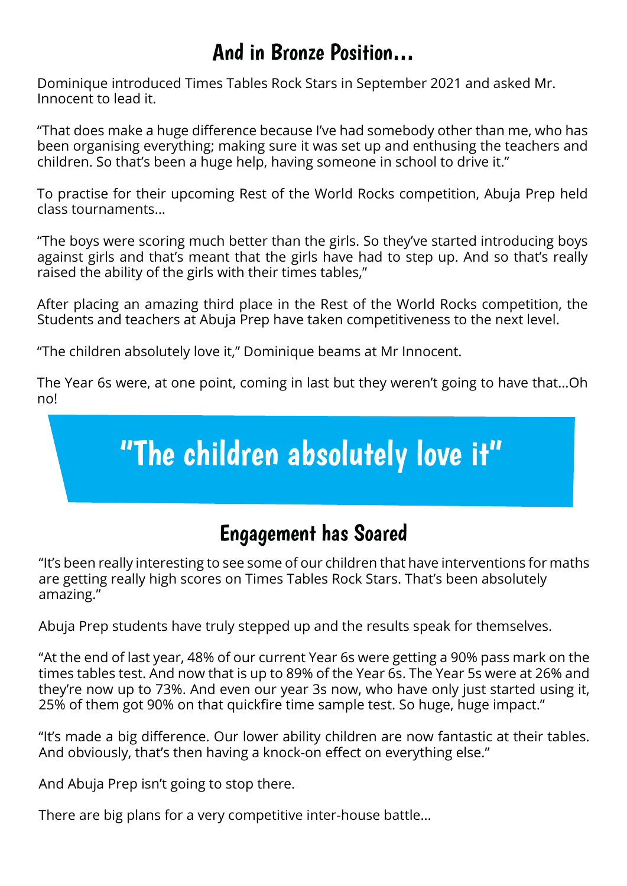## And in Bronze Position...

Dominique introduced Times Tables Rock Stars in September 2021 and asked Mr. Innocent to lead it.

"That does make a huge difference because I've had somebody other than me, who has been organising everything; making sure it was set up and enthusing the teachers and children. So that's been a huge help, having someone in school to drive it."

To practise for their upcoming Rest of the World Rocks competition, Abuja Prep held class tournaments...

"The boys were scoring much better than the girls. So they've started introducing boys against girls and that's meant that the girls have had to step up. And so that's really raised the ability of the girls with their times tables,"

After placing an amazing third place in the Rest of the World Rocks competition, the Students and teachers at Abuja Prep have taken competitiveness to the next level.

"The children absolutely love it," Dominique beams at Mr Innocent.

The Year 6s were, at one point, coming in last but they weren't going to have that...Oh no!

> **"The children absolutely love it"**

## Engagement has Soared

"It's been really interesting to see some of our children that have interventions for maths are getting really high scores on Times Tables Rock Stars. That's been absolutely amazing."

Abuja Prep students have truly stepped up and the results speak for themselves.

"At the end of last year, 48% of our current Year 6s were getting a 90% pass mark on the times tables test. And now that is up to 89% of the Year 6s. The Year 5s were at 26% and they're now up to 73%. And even our year 3s now, who have only just started using it, 25% of them got 90% on that quickfire time sample test. So huge, huge impact."

"It's made a big difference. Our lower ability children are now fantastic at their tables. And obviously, that's then having a knock-on effect on everything else."

And Abuja Prep isn't going to stop there.

There are big plans for a very competitive inter-house battle...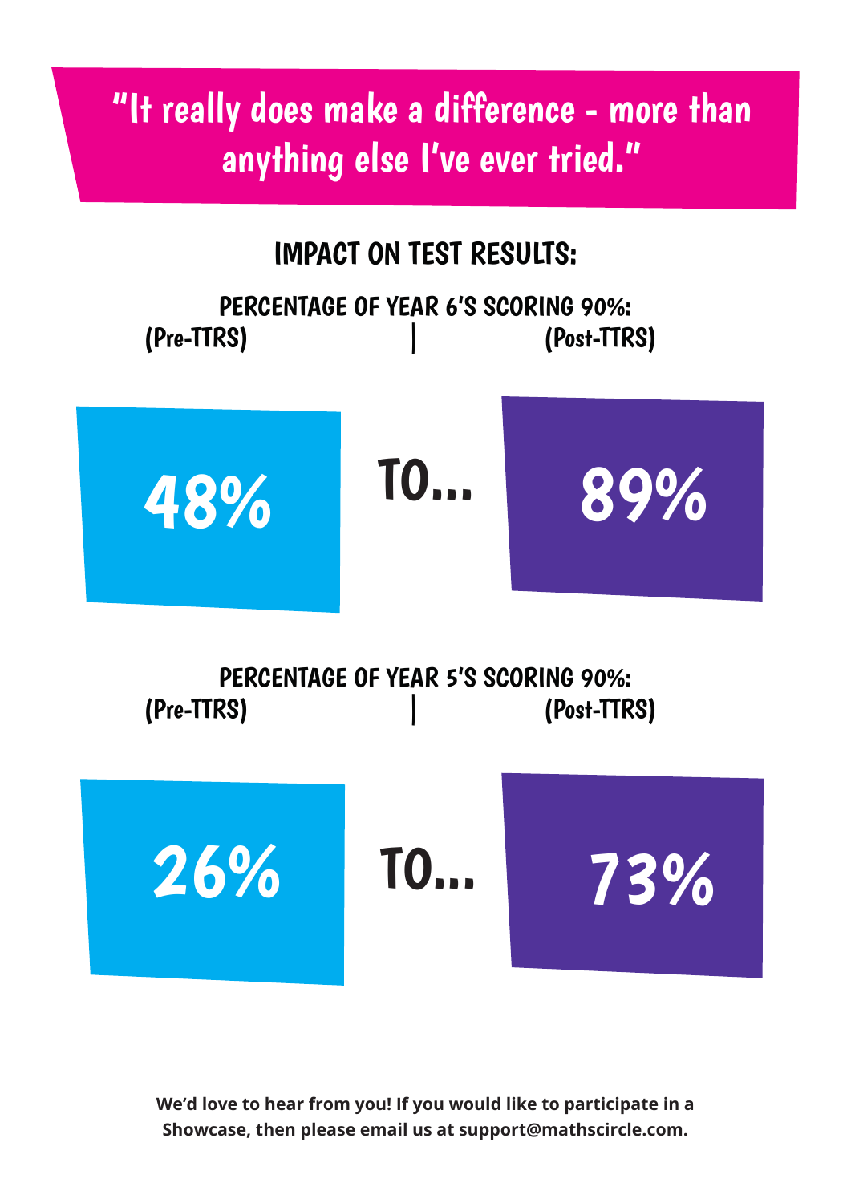# "It really does make a difference - more than anything else I've ever tried."

## IMPACT ON TEST RESULTS:

### PERCENTAGE OF YEAR 6'S SCORING 90%:

(Pre-TTRS) | (Post-TTRS)

48%

TO...

89%

### PERCENTAGE OF YEAR 5'S SCORING 90%:

(Pre-TTRS) | (Post-TTRS)

26%

TO...

73%

**We'd love to hear from you! If you would like to participate in a Showcase, then please email us at support@mathscircle.com.**